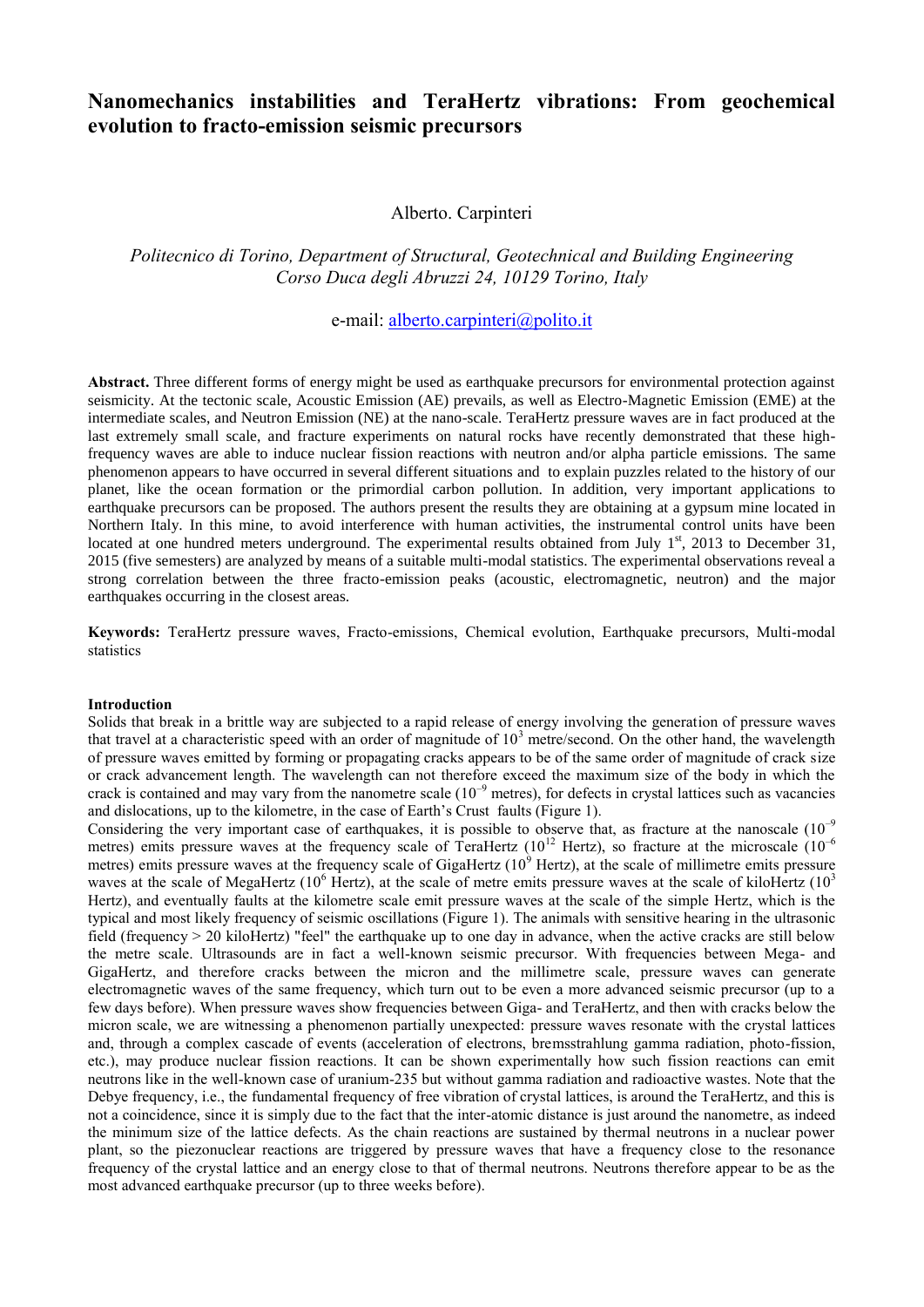# Nanomechanics instabilities and TeraHertz vibrations: From geochemical evolution to fracto-emission seismic precursors

Alberto. Carpinteri

*Politecnico di Torino, Department of Structural, Geotechnical and Building Engineering*
*Corso Duca degli Abruzzi 24, 10129 Torino, Italy*

e-mail: alberto.carpinteri@polito.it

**Abstract.** Three different forms of energy might be used as earthquake precursors for environmental protection against seismicity. At the tectonic scale, Acoustic Emission (AE) prevails, as well as Electro-Magnetic Emission (EME) at the intermediate scales, and Neutron Emission (NE) at the nano-scale. TeraHertz pressure waves are in fact produced at the last extremely small scale, and fracture experiments on natural rocks have recently demonstrated that these high-frequency waves are able to induce nuclear fission reactions with neutron and/or alpha particle emissions. The same phenomenon appears to have occurred in several different situations and to explain puzzles related to the history of our planet, like the ocean formation or the primordial carbon pollution. In addition, very important applications to earthquake precursors can be proposed. The authors present the results they are obtaining at a gypsum mine located in Northern Italy. In this mine, to avoid interference with human activities, the instrumental control units have been located at one hundred meters underground. The experimental results obtained from July 1st, 2013 to December 31, 2015 (five semesters) are analyzed by means of a suitable multi-modal statistics. The experimental observations reveal a strong correlation between the three fracto-emission peaks (acoustic, electromagnetic, neutron) and the major earthquakes occurring in the closest areas.

**Keywords:** TeraHertz pressure waves, Fracto-emissions, Chemical evolution, Earthquake precursors, Multi-modal statistics

**Introduction**

Solids that break in a brittle way are subjected to a rapid release of energy involving the generation of pressure waves that travel at a characteristic speed with an order of magnitude of $10^3$ metre/second. On the other hand, the wavelength of pressure waves emitted by forming or propagating cracks appears to be of the same order of magnitude of crack size or crack advancement length. The wavelength can not therefore exceed the maximum size of the body in which the crack is contained and may vary from the nanometre scale ($10^{-9}$ metres), for defects in crystal lattices such as vacancies and dislocations, up to the kilometre, in the case of Earth's Crust faults (Figure 1).

Considering the very important case of earthquakes, it is possible to observe that, as fracture at the nanoscale ($10^{-9}$ metres) emits pressure waves at the frequency scale of TeraHertz ($10^{12}$ Hertz), so fracture at the microscale ($10^{-6}$ metres) emits pressure waves at the frequency scale of GigaHertz ($10^9$ Hertz), at the scale of millimetre emits pressure waves at the scale of MegaHertz ($10^6$ Hertz), at the scale of metre emits pressure waves at the scale of kiloHertz ($10^3$ Hertz), and eventually faults at the kilometre scale emit pressure waves at the scale of the simple Hertz, which is the typical and most likely frequency of seismic oscillations (Figure 1). The animals with sensitive hearing in the ultrasonic field (frequency > 20 kiloHertz) "feel" the earthquake up to one day in advance, when the active cracks are still below the metre scale. Ultrasounds are in fact a well-known seismic precursor. With frequencies between Mega- and GigaHertz, and therefore cracks between the micron and the millimetre scale, pressure waves can generate electromagnetic waves of the same frequency, which turn out to be even a more advanced seismic precursor (up to a few days before). When pressure waves show frequencies between Giga- and TeraHertz, and then with cracks below the micron scale, we are witnessing a phenomenon partially unexpected: pressure waves resonate with the crystal lattices and, through a complex cascade of events (acceleration of electrons, bremsstrahlung gamma radiation, photo-fission, etc.), may produce nuclear fission reactions. It can be shown experimentally how such fission reactions can emit neutrons like in the well-known case of uranium-235 but without gamma radiation and radioactive wastes. Note that the Debye frequency, i.e., the fundamental frequency of free vibration of crystal lattices, is around the TeraHertz, and this is not a coincidence, since it is simply due to the fact that the inter-atomic distance is just around the nanometre, as indeed the minimum size of the lattice defects. As the chain reactions are sustained by thermal neutrons in a nuclear power plant, so the piezonuclear reactions are triggered by pressure waves that have a frequency close to the resonance frequency of the crystal lattice and an energy close to that of thermal neutrons. Neutrons therefore appear to be as the most advanced earthquake precursor (up to three weeks before).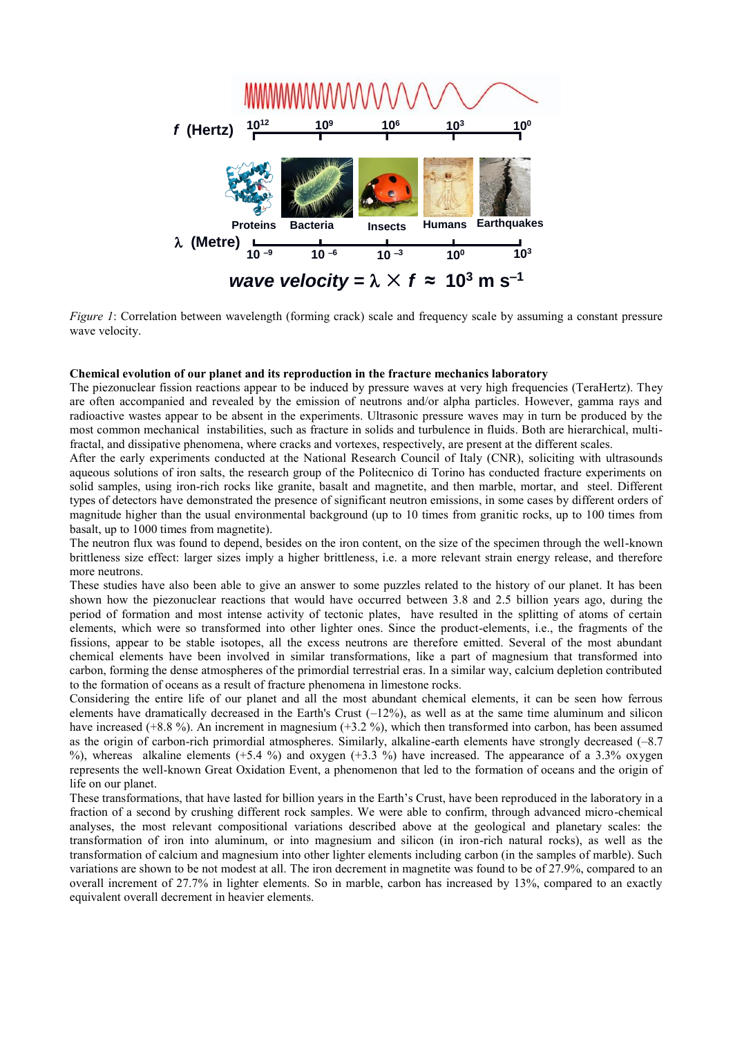f (Hertz) $10^{12}$ $10^{9}$ $10^{6}$ $10^{3}$ $10^{0}$

Proteins Bacteria Insects Humans Earthquakes

λ (Metre) $10^{-9}$ $10^{-6}$ $10^{-3}$ $10^{0}$ $10^{3}$

*wave velocity* = $\lambda \times f \approx 10^3$ m s$^{-1}$

*Figure 1*: Correlation between wavelength (forming crack) scale and frequency scale by assuming a constant pressure wave velocity.

**Chemical evolution of our planet and its reproduction in the fracture mechanics laboratory**

The piezonuclear fission reactions appear to be induced by pressure waves at very high frequencies (TeraHertz). They are often accompanied and revealed by the emission of neutrons and/or alpha particles. However, gamma rays and radioactive wastes appear to be absent in the experiments. Ultrasonic pressure waves may in turn be produced by the most common mechanical instabilities, such as fracture in solids and turbulence in fluids. Both are hierarchical, multi-fractal, and dissipative phenomena, where cracks and vortexes, respectively, are present at the different scales.

After the early experiments conducted at the National Research Council of Italy (CNR), soliciting with ultrasounds aqueous solutions of iron salts, the research group of the Politecnico di Torino has conducted fracture experiments on solid samples, using iron-rich rocks like granite, basalt and magnetite, and then marble, mortar, and steel. Different types of detectors have demonstrated the presence of significant neutron emissions, in some cases by different orders of magnitude higher than the usual environmental background (up to 10 times from granitic rocks, up to 100 times from basalt, up to 1000 times from magnetite).

The neutron flux was found to depend, besides on the iron content, on the size of the specimen through the well-known brittleness size effect: larger sizes imply a higher brittleness, i.e. a more relevant strain energy release, and therefore more neutrons.

These studies have also been able to give an answer to some puzzles related to the history of our planet. It has been shown how the piezonuclear reactions that would have occurred between 3.8 and 2.5 billion years ago, during the period of formation and most intense activity of tectonic plates, have resulted in the splitting of atoms of certain elements, which were so transformed into other lighter ones. Since the product-elements, i.e., the fragments of the fissions, appear to be stable isotopes, all the excess neutrons are therefore emitted. Several of the most abundant chemical elements have been involved in similar transformations, like a part of magnesium that transformed into carbon, forming the dense atmospheres of the primordial terrestrial eras. In a similar way, calcium depletion contributed to the formation of oceans as a result of fracture phenomena in limestone rocks.

Considering the entire life of our planet and all the most abundant chemical elements, it can be seen how ferrous elements have dramatically decreased in the Earth's Crust (–12%), as well as at the same time aluminum and silicon have increased (+8.8 %). An increment in magnesium (+3.2 %), which then transformed into carbon, has been assumed as the origin of carbon-rich primordial atmospheres. Similarly, alkaline-earth elements have strongly decreased (–8.7 %), whereas alkaline elements (+5.4 %) and oxygen (+3.3 %) have increased. The appearance of a 3.3% oxygen represents the well-known Great Oxidation Event, a phenomenon that led to the formation of oceans and the origin of life on our planet.

These transformations, that have lasted for billion years in the Earth's Crust, have been reproduced in the laboratory in a fraction of a second by crushing different rock samples. We were able to confirm, through advanced micro-chemical analyses, the most relevant compositional variations described above at the geological and planetary scales: the transformation of iron into aluminum, or into magnesium and silicon (in iron-rich natural rocks), as well as the transformation of calcium and magnesium into other lighter elements including carbon (in the samples of marble). Such variations are shown to be not modest at all. The iron decrement in magnetite was found to be of 27.9%, compared to an overall increment of 27.7% in lighter elements. So in marble, carbon has increased by 13%, compared to an exactly equivalent overall decrement in heavier elements.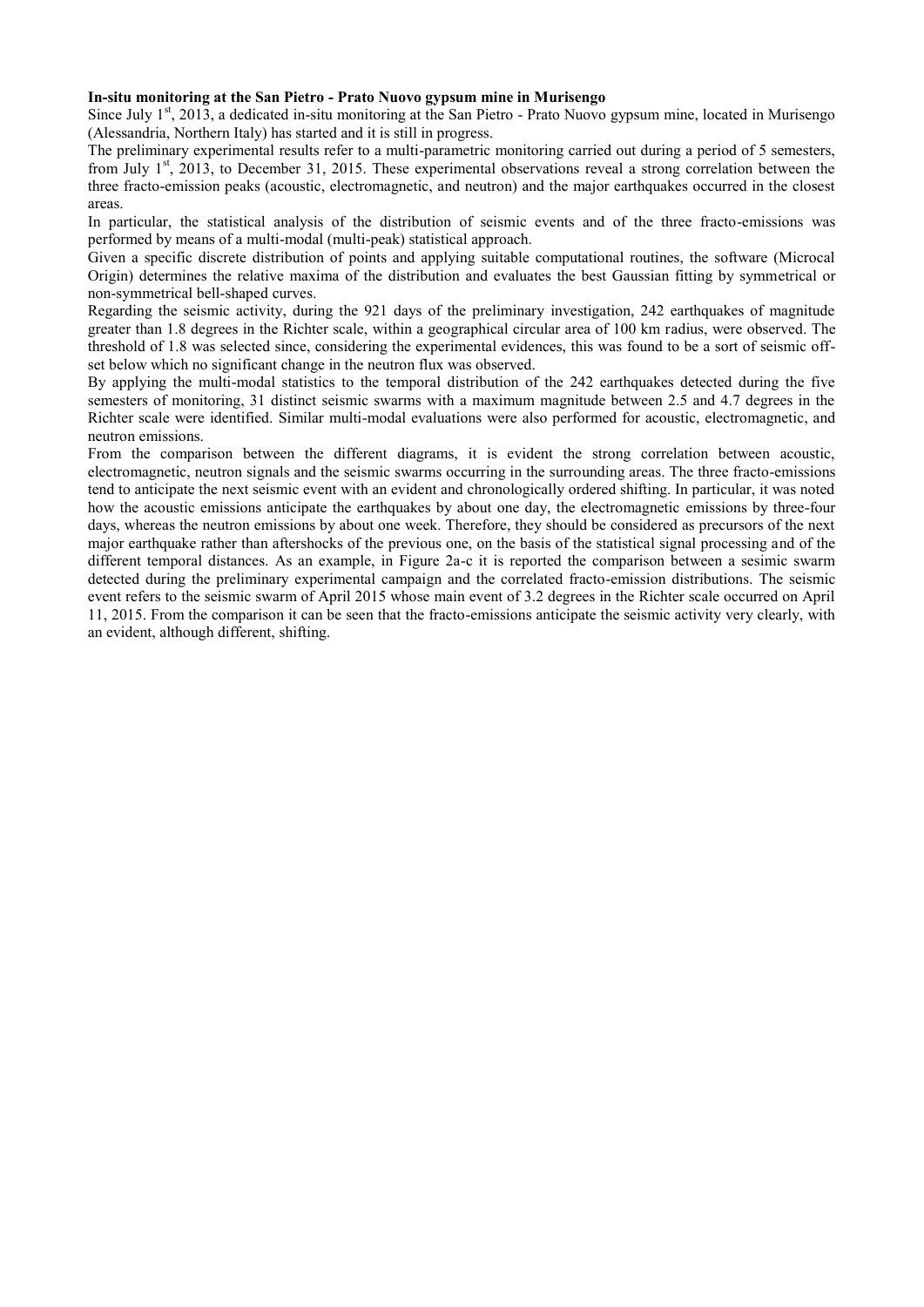**In-situ monitoring at the San Pietro - Prato Nuovo gypsum mine in Murisengo**

Since July 1st, 2013, a dedicated in-situ monitoring at the San Pietro - Prato Nuovo gypsum mine, located in Murisengo (Alessandria, Northern Italy) has started and it is still in progress.

The preliminary experimental results refer to a multi-parametric monitoring carried out during a period of 5 semesters, from July 1st, 2013, to December 31, 2015. These experimental observations reveal a strong correlation between the three fracto-emission peaks (acoustic, electromagnetic, and neutron) and the major earthquakes occurred in the closest areas.

In particular, the statistical analysis of the distribution of seismic events and of the three fracto-emissions was performed by means of a multi-modal (multi-peak) statistical approach.

Given a specific discrete distribution of points and applying suitable computational routines, the software (Microcal Origin) determines the relative maxima of the distribution and evaluates the best Gaussian fitting by symmetrical or non-symmetrical bell-shaped curves.

Regarding the seismic activity, during the 921 days of the preliminary investigation, 242 earthquakes of magnitude greater than 1.8 degrees in the Richter scale, within a geographical circular area of 100 km radius, were observed. The threshold of 1.8 was selected since, considering the experimental evidences, this was found to be a sort of seismic off-set below which no significant change in the neutron flux was observed.

By applying the multi-modal statistics to the temporal distribution of the 242 earthquakes detected during the five semesters of monitoring, 31 distinct seismic swarms with a maximum magnitude between 2.5 and 4.7 degrees in the Richter scale were identified. Similar multi-modal evaluations were also performed for acoustic, electromagnetic, and neutron emissions.

From the comparison between the different diagrams, it is evident the strong correlation between acoustic, electromagnetic, neutron signals and the seismic swarms occurring in the surrounding areas. The three fracto-emissions tend to anticipate the next seismic event with an evident and chronologically ordered shifting. In particular, it was noted how the acoustic emissions anticipate the earthquakes by about one day, the electromagnetic emissions by three-four days, whereas the neutron emissions by about one week. Therefore, they should be considered as precursors of the next major earthquake rather than aftershocks of the previous one, on the basis of the statistical signal processing and of the different temporal distances. As an example, in Figure 2a-c it is reported the comparison between a sesimic swarm detected during the preliminary experimental campaign and the correlated fracto-emission distributions. The seismic event refers to the seismic swarm of April 2015 whose main event of 3.2 degrees in the Richter scale occurred on April 11, 2015. From the comparison it can be seen that the fracto-emissions anticipate the seismic activity very clearly, with an evident, although different, shifting.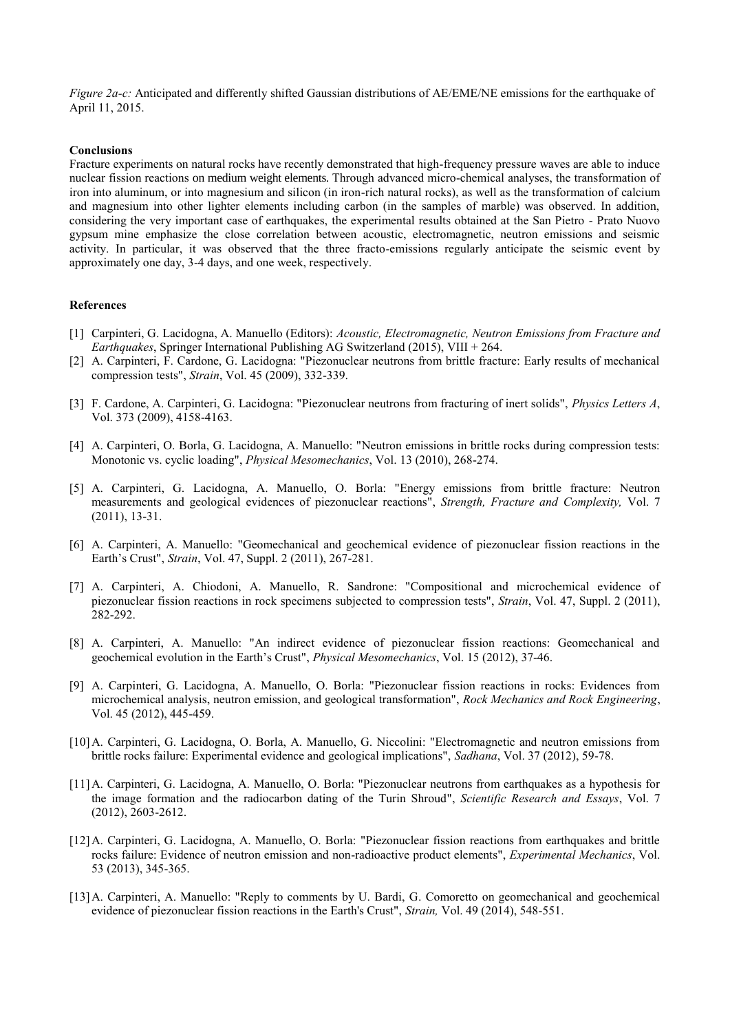*Figure 2a-c:* Anticipated and differently shifted Gaussian distributions of AE/EME/NE emissions for the earthquake of April 11, 2015.

**Conclusions**

Fracture experiments on natural rocks have recently demonstrated that high-frequency pressure waves are able to induce nuclear fission reactions on medium weight elements. Through advanced micro-chemical analyses, the transformation of iron into aluminum, or into magnesium and silicon (in iron-rich natural rocks), as well as the transformation of calcium and magnesium into other lighter elements including carbon (in the samples of marble) was observed. In addition, considering the very important case of earthquakes, the experimental results obtained at the San Pietro - Prato Nuovo gypsum mine emphasize the close correlation between acoustic, electromagnetic, neutron emissions and seismic activity. In particular, it was observed that the three fracto-emissions regularly anticipate the seismic event by approximately one day, 3-4 days, and one week, respectively.

**References**

[1] Carpinteri, G. Lacidogna, A. Manuello (Editors): *Acoustic, Electromagnetic, Neutron Emissions from Fracture and Earthquakes*, Springer International Publishing AG Switzerland (2015), VIII + 264.

[2] A. Carpinteri, F. Cardone, G. Lacidogna: "Piezonuclear neutrons from brittle fracture: Early results of mechanical compression tests", *Strain*, Vol. 45 (2009), 332-339.

[3] F. Cardone, A. Carpinteri, G. Lacidogna: "Piezonuclear neutrons from fracturing of inert solids", *Physics Letters A*, Vol. 373 (2009), 4158-4163.

[4] A. Carpinteri, O. Borla, G. Lacidogna, A. Manuello: "Neutron emissions in brittle rocks during compression tests: Monotonic vs. cyclic loading", *Physical Mesomechanics*, Vol. 13 (2010), 268-274.

[5] A. Carpinteri, G. Lacidogna, A. Manuello, O. Borla: "Energy emissions from brittle fracture: Neutron measurements and geological evidences of piezonuclear reactions", *Strength, Fracture and Complexity,* Vol. 7 (2011), 13-31.

[6] A. Carpinteri, A. Manuello: "Geomechanical and geochemical evidence of piezonuclear fission reactions in the Earth's Crust", *Strain*, Vol. 47, Suppl. 2 (2011), 267-281.

[7] A. Carpinteri, A. Chiodoni, A. Manuello, R. Sandrone: "Compositional and microchemical evidence of piezonuclear fission reactions in rock specimens subjected to compression tests", *Strain*, Vol. 47, Suppl. 2 (2011), 282-292.

[8] A. Carpinteri, A. Manuello: "An indirect evidence of piezonuclear fission reactions: Geomechanical and geochemical evolution in the Earth's Crust", *Physical Mesomechanics*, Vol. 15 (2012), 37-46.

[9] A. Carpinteri, G. Lacidogna, A. Manuello, O. Borla: "Piezonuclear fission reactions in rocks: Evidences from microchemical analysis, neutron emission, and geological transformation", *Rock Mechanics and Rock Engineering*, Vol. 45 (2012), 445-459.

[10] A. Carpinteri, G. Lacidogna, O. Borla, A. Manuello, G. Niccolini: "Electromagnetic and neutron emissions from brittle rocks failure: Experimental evidence and geological implications", *Sadhana*, Vol. 37 (2012), 59-78.

[11] A. Carpinteri, G. Lacidogna, A. Manuello, O. Borla: "Piezonuclear neutrons from earthquakes as a hypothesis for the image formation and the radiocarbon dating of the Turin Shroud", *Scientific Research and Essays*, Vol. 7 (2012), 2603-2612.

[12] A. Carpinteri, G. Lacidogna, A. Manuello, O. Borla: "Piezonuclear fission reactions from earthquakes and brittle rocks failure: Evidence of neutron emission and non-radioactive product elements", *Experimental Mechanics*, Vol. 53 (2013), 345-365.

[13] A. Carpinteri, A. Manuello: "Reply to comments by U. Bardi, G. Comoretto on geomechanical and geochemical evidence of piezonuclear fission reactions in the Earth's Crust", *Strain,* Vol. 49 (2014), 548-551.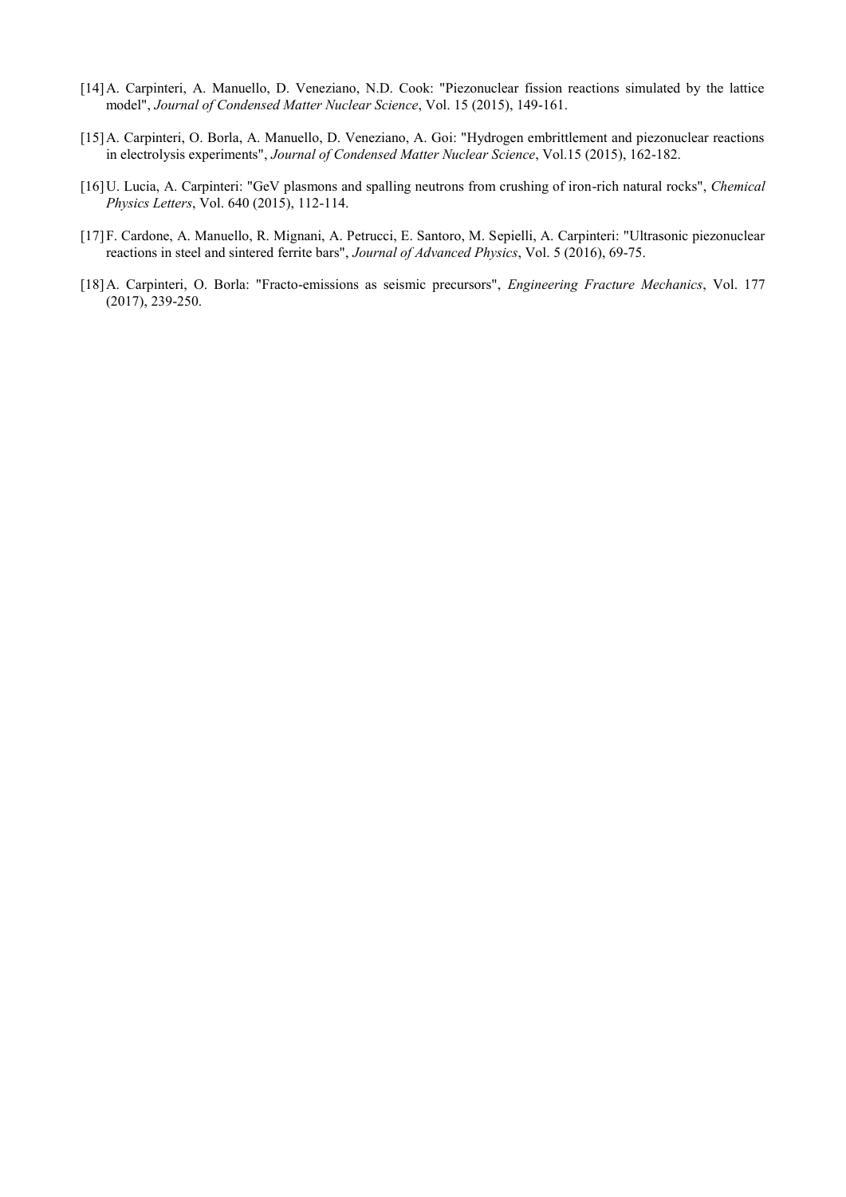[14] A. Carpinteri, A. Manuello, D. Veneziano, N.D. Cook: "Piezonuclear fission reactions simulated by the lattice model", *Journal of Condensed Matter Nuclear Science*, Vol. 15 (2015), 149-161.

[15] A. Carpinteri, O. Borla, A. Manuello, D. Veneziano, A. Goi: "Hydrogen embrittlement and piezonuclear reactions in electrolysis experiments", *Journal of Condensed Matter Nuclear Science*, Vol.15 (2015), 162-182.

[16] U. Lucia, A. Carpinteri: "GeV plasmons and spalling neutrons from crushing of iron-rich natural rocks", *Chemical Physics Letters*, Vol. 640 (2015), 112-114.

[17] F. Cardone, A. Manuello, R. Mignani, A. Petrucci, E. Santoro, M. Sepielli, A. Carpinteri: "Ultrasonic piezonuclear reactions in steel and sintered ferrite bars", *Journal of Advanced Physics*, Vol. 5 (2016), 69-75.

[18] A. Carpinteri, O. Borla: "Fracto-emissions as seismic precursors", *Engineering Fracture Mechanics*, Vol. 177 (2017), 239-250.